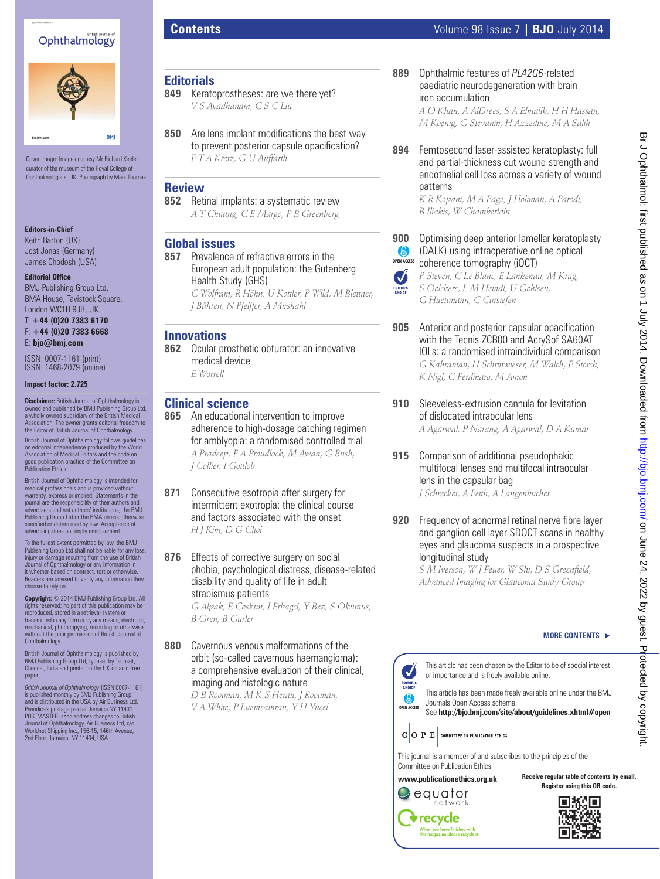# Contents

## Editorials

**849** Keratoprostheses: are we there yet?
*V S Avadhanam, C S C Liu*

**850** Are lens implant modifications the best way to prevent posterior capsule opacification?
*F T A Kretz, G U Auffarth*

## Review

**852** Retinal implants: a systematic review
*A T Chuang, C E Margo, P B Greenberg*

## Global issues

**857** Prevalence of refractive errors in the European adult population: the Gutenberg Health Study (GHS)
*C Wolfram, R Höhn, U Kottler, P Wild, M Blettner, J Bühren, N Pfeiffer, A Mirshahi*

## Innovations

**862** Ocular prosthetic obturator: an innovative medical device
*E Worrell*

## Clinical science

**865** An educational intervention to improve adherence to high-dosage patching regimen for amblyopia: a randomised controlled trial
*A Pradeep, F A Proudlock, M Awan, G Bush, J Collier, I Gottlob*

**871** Consecutive esotropia after surgery for intermittent exotropia: the clinical course and factors associated with the onset
*H J Kim, D G Choi*

**876** Effects of corrective surgery on social phobia, psychological distress, disease-related disability and quality of life in adult strabismus patients
*G Alpak, E Coskun, I Erbagci, Y Bez, S Okumus, B Oren, B Gurler*

**880** Cavernous venous malformations of the orbit (so-called cavernous haemangioma): a comprehensive evaluation of their clinical, imaging and histologic nature
*D B Rootman, M K S Heran, J Rootman, V A White, P Luemsamran, Y H Yucel*

**889** Ophthalmic features of *PLA2G6*-related paediatric neurodegeneration with brain iron accumulation
*A O Khan, A AlDrees, S A Elmalik, H H Hassan, M Koenig, G Stevanin, H Azzedine, M A Salih*

**894** Femtosecond laser-assisted keratoplasty: full and partial-thickness cut wound strength and endothelial cell loss across a variety of wound patterns
*K R Kopani, M A Page, J Holiman, A Parodi, B Iliakis, W Chamberlain*

**900** Optimising deep anterior lamellar keratoplasty (DALK) using intraoperative online optical coherence tomography (iOCT) [OPEN ACCESS] [EDITOR'S CHOICE]
*P Steven, C Le Blanc, E Lankenau, M Krug, S Oelckers, L M Heindl, U Gehlsen, G Huettmann, C Cursiefen*

**905** Anterior and posterior capsular opacification with the Tecnis ZCB00 and AcrySof SA60AT IOLs: a randomised intraindividual comparison
*G Kahraman, H Schrittwieser, M Walch, F Storch, K Nigl, C Ferdinaro, M Amon*

**910** Sleeveless-extrusion cannula for levitation of dislocated intraocular lens
*A Agarwal, P Narang, A Agarwal, D A Kumar*

**915** Comparison of additional pseudophakic multifocal lenses and multifocal intraocular lens in the capsular bag
*J Schrecker, A Feith, A Langenbucher*

**920** Frequency of abnormal retinal nerve fibre layer and ganglion cell layer SDOCT scans in healthy eyes and glaucoma suspects in a prospective longitudinal study
*S M Iverson, W J Feuer, W Shi, D S Greenfield, Advanced Imaging for Glaucoma Study Group*

**MORE CONTENTS ►**

EDITOR'S CHOICE: This article has been chosen by the Editor to be of special interest or importance and is freely available online.

OPEN ACCESS: This article has been made freely available online under the BMJ Journals Open Access scheme.
See **http://bjo.bmj.com/site/about/guidelines.xhtml#open**

COPE — Committee on Publication Ethics

This journal is a member of and subscribes to the principles of the Committee on Publication Ethics

**www.publicationethics.org.uk**

**Receive regular table of contents by email. Register using this QR code.**

equator network

recycle — When you have finished with this magazine please recycle it

---

Cover image: Image courtesy Mr Richard Keeler, curator of the museum of the Royal College of Ophthalmologists, UK. Photograph by Mark Thomas.

**Editors-in-Chief**
Keith Barton (UK)
Jost Jonas (Germany)
James Chodosh (USA)

**Editorial Office**
BMJ Publishing Group Ltd, BMA House, Tavistock Square, London WC1H 9JR, UK
T: **+44 (0)20 7383 6170**
F: **+44 (0)20 7383 6668**
E: **bjo@bmj.com**

ISSN: 0007-1161 (print)
ISSN: 1468-2079 (online)

**Impact factor: 2.725**

**Disclaimer:** British Journal of Ophthalmology is owned and published by BMJ Publishing Group Ltd, a wholly owned subsidiary of the British Medical Association. The owner grants editorial freedom to the Editor of British Journal of Ophthalmology.

British Journal of Ophthalmology follows guidelines on editorial independence produced by the World Association of Medical Editors and the code on good publication practice of the Committee on Publication Ethics.

British Journal of Ophthalmology is intended for medical professionals and is provided without warranty, express or implied. Statements in the journal are the responsibility of their authors and advertisers and not authors' institutions, the BMJ Publishing Group Ltd or the BMA unless otherwise specified or determined by law. Acceptance of advertising does not imply endorsement.

To the fullest extent permitted by law, the BMJ Publishing Group Ltd shall not be liable for any loss, injury or damage resulting from the use of British Journal of Ophthalmology or any information in it whether based on contract, tort or otherwise. Readers are advised to verify any information they choose to rely on.

**Copyright:** © 2014 BMJ Publishing Group Ltd. All rights reserved; no part of this publication may be reproduced, stored in a retrieval system or transmitted in any form or by any means, electronic, mechanical, photocopying, recording or otherwise with out the prior permission of British Journal of Ophthalmology.

British Journal of Ophthalmology is published by BMJ Publishing Group Ltd, typeset by Techset, Chennai, India and printed in the UK on acid-free paper.

*British Journal of Ophthalmology* (ISSN 0007-1161) is published monthly by BMJ Publishing Group and is distributed in the USA by Air Business Ltd. Periodicals postage paid at Jamaica NY 11431 POSTMASTER: send address changes to British Journal of Ophthalmology, Air Business Ltd, c/o Worldnet Shipping Inc., 156-15, 146th Avenue, 2nd Floor, Jamaica, NY 11434, USA .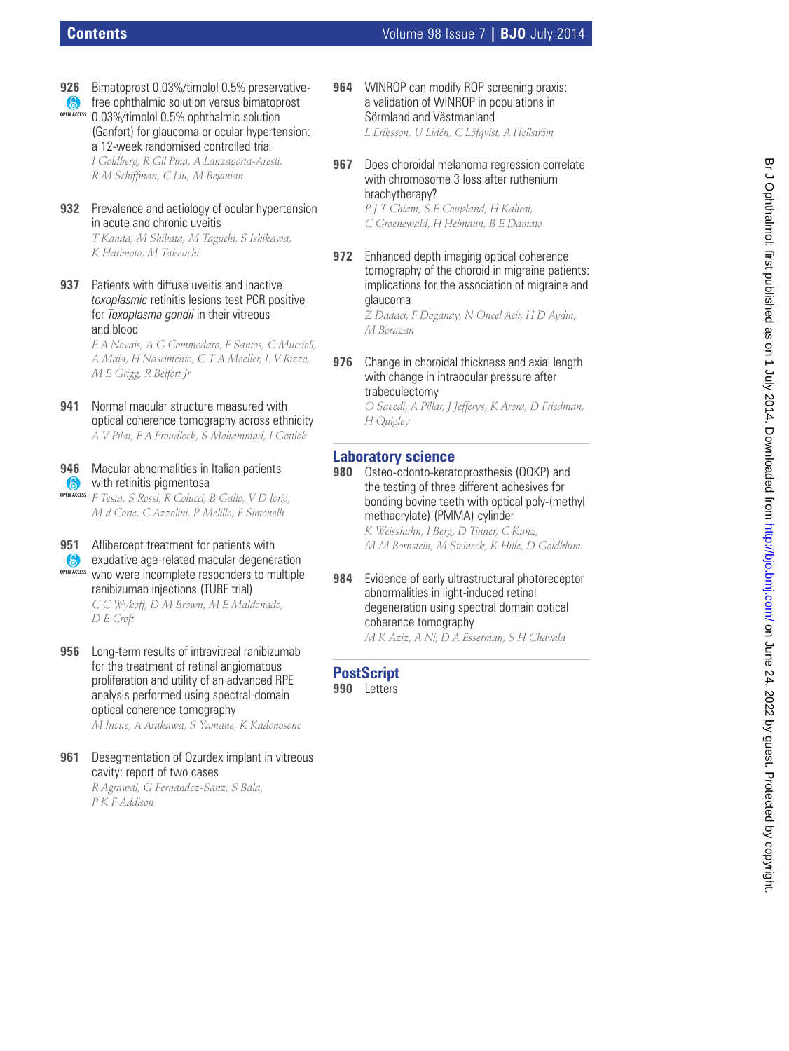# Contents

**926** Bimatoprost 0.03%/timolol 0.5% preservative-free ophthalmic solution versus bimatoprost 0.03%/timolol 0.5% ophthalmic solution (Ganfort) for glaucoma or ocular hypertension: a 12-week randomised controlled trial
OPEN ACCESS
*I Goldberg, R Gil Pina, A Lanzagorta-Aresti, R M Schiffman, C Liu, M Bejanian*

**932** Prevalence and aetiology of ocular hypertension in acute and chronic uveitis
*T Kanda, M Shibata, M Taguchi, S Ishikawa, K Harimoto, M Takeuchi*

**937** Patients with diffuse uveitis and inactive *toxoplasmic* retinitis lesions test PCR positive for *Toxoplasma gondii* in their vitreous and blood
*E A Novais, A G Commodaro, F Santos, C Muccioli, A Maia, H Nascimento, C T A Moeller, L V Rizzo, M E Grigg, R Belfort Jr*

**941** Normal macular structure measured with optical coherence tomography across ethnicity
*A V Pilat, F A Proudlock, S Mohammad, I Gottlob*

**946** Macular abnormalities in Italian patients with retinitis pigmentosa
OPEN ACCESS
*F Testa, S Rossi, R Colucci, B Gallo, V D Iorio, M d Corte, C Azzolini, P Melillo, F Simonelli*

**951** Aflibercept treatment for patients with exudative age-related macular degeneration who were incomplete responders to multiple ranibizumab injections (TURF trial)
OPEN ACCESS
*C C Wykoff, D M Brown, M E Maldonado, D E Croft*

**956** Long-term results of intravitreal ranibizumab for the treatment of retinal angiomatous proliferation and utility of an advanced RPE analysis performed using spectral-domain optical coherence tomography
*M Inoue, A Arakawa, S Yamane, K Kadonosono*

**961** Desegmentation of Ozurdex implant in vitreous cavity: report of two cases
*R Agrawal, G Fernandez-Sanz, S Bala, P K F Addison*

**964** WINROP can modify ROP screening praxis: a validation of WINROP in populations in Sörmland and Västmanland
*L Eriksson, U Lidén, C Löfqvist, A Hellström*

**967** Does choroidal melanoma regression correlate with chromosome 3 loss after ruthenium brachytherapy?
*P J T Chiam, S E Coupland, H Kalirai, C Groenewald, H Heimann, B E Damato*

**972** Enhanced depth imaging optical coherence tomography of the choroid in migraine patients: implications for the association of migraine and glaucoma
*Z Dadaci, F Doganay, N Oncel Acir, H D Aydin, M Borazan*

**976** Change in choroidal thickness and axial length with change in intraocular pressure after trabeculectomy
*O Saeedi, A Pillar, J Jefferys, K Arora, D Friedman, H Quigley*

## Laboratory science

**980** Osteo-odonto-keratoprosthesis (OOKP) and the testing of three different adhesives for bonding bovine teeth with optical poly-(methyl methacrylate) (PMMA) cylinder
*K Weisshuhn, I Berg, D Tinner, C Kunz, M M Bornstein, M Steineck, K Hille, D Goldblum*

**984** Evidence of early ultrastructural photoreceptor abnormalities in light-induced retinal degeneration using spectral domain optical coherence tomography
*M K Aziz, A Ni, D A Esserman, S H Chavala*

## PostScript

**990** Letters